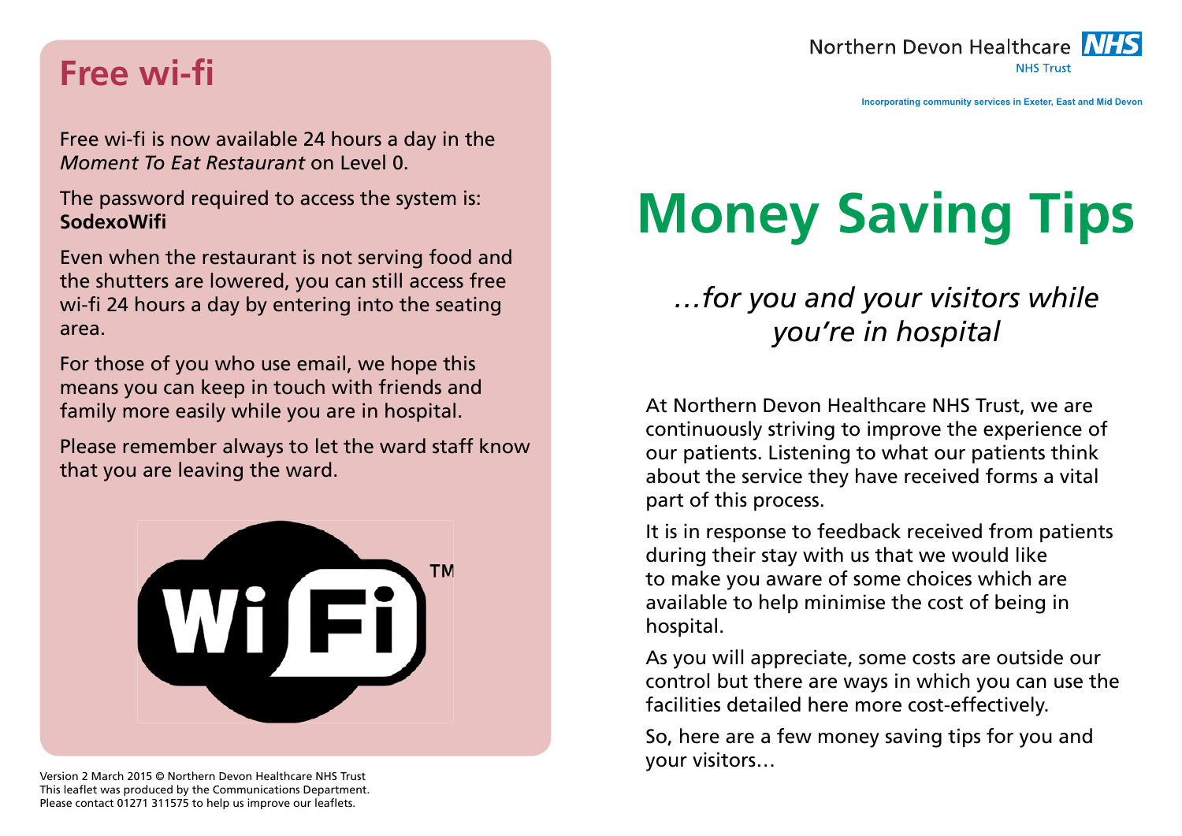## Free wi-fi

Free wi-fi is now available 24 hours a day in the *Moment To Eat Restaurant* on Level 0.

The password required to access the system is: **SodexoWifi**

Even when the restaurant is not serving food and the shutters are lowered, you can still access free wi-fi 24 hours a day by entering into the seating area.

For those of you who use email, we hope this means you can keep in touch with friends and family more easily while you are in hospital.

Please remember always to let the ward staff know that you are leaving the ward.

Version 2 March 2015 © Northern Devon Healthcare NHS Trust
This leaflet was produced by the Communications Department.
Please contact 01271 311575 to help us improve our leaflets.

Northern Devon Healthcare NHS
NHS Trust

Incorporating community services in Exeter, East and Mid Devon

# Money Saving Tips

*…for you and your visitors while you're in hospital*

At Northern Devon Healthcare NHS Trust, we are continuously striving to improve the experience of our patients. Listening to what our patients think about the service they have received forms a vital part of this process.

It is in response to feedback received from patients during their stay with us that we would like to make you aware of some choices which are available to help minimise the cost of being in hospital.

As you will appreciate, some costs are outside our control but there are ways in which you can use the facilities detailed here more cost-effectively.

So, here are a few money saving tips for you and your visitors…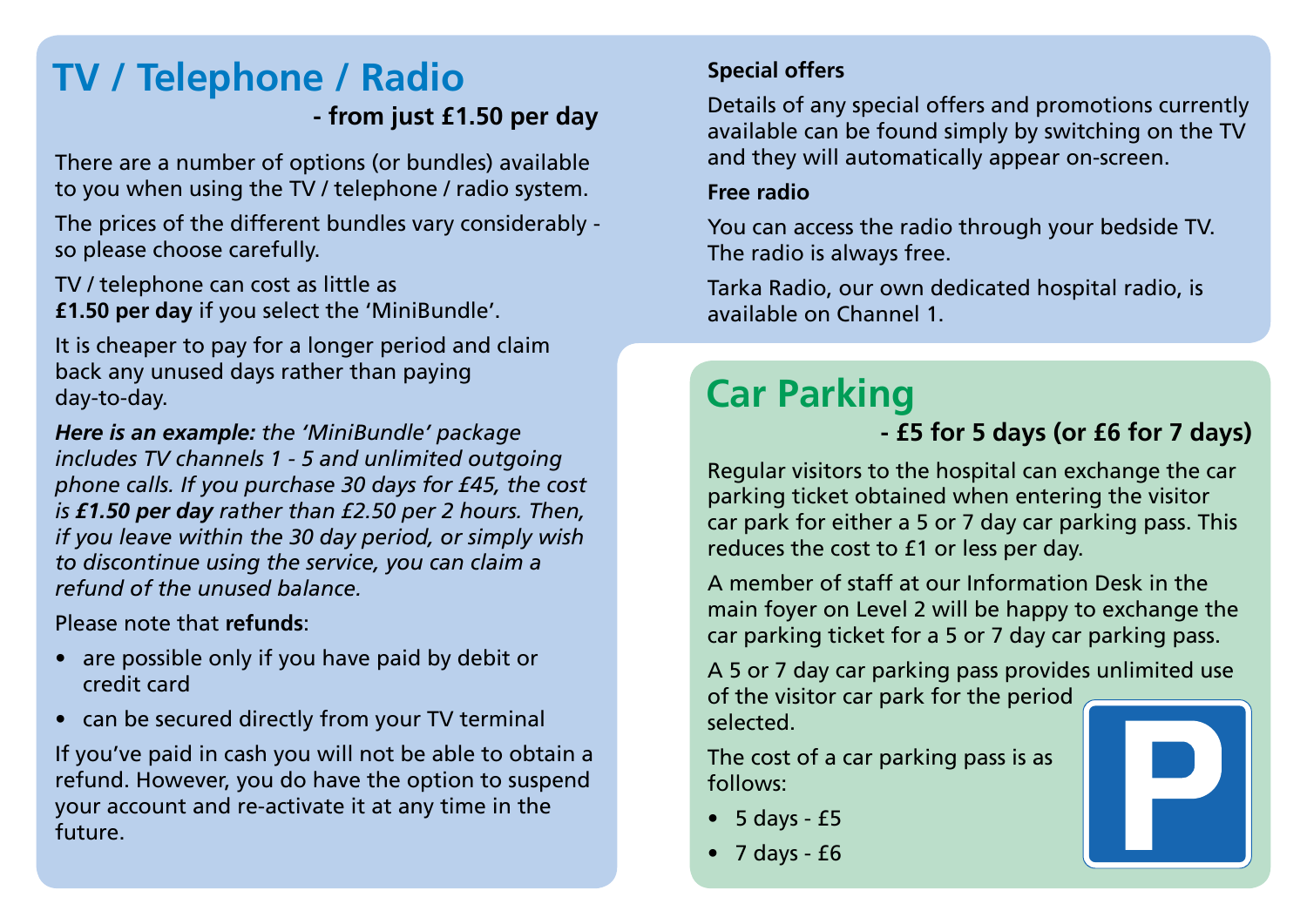## TV / Telephone / Radio

**- from just £1.50 per day**

There are a number of options (or bundles) available to you when using the TV / telephone / radio system.

The prices of the different bundles vary considerably - so please choose carefully.

TV / telephone can cost as little as **£1.50 per day** if you select the 'MiniBundle'.

It is cheaper to pay for a longer period and claim back any unused days rather than paying day-to-day.

***Here is an example:*** *the 'MiniBundle' package includes TV channels 1 - 5 and unlimited outgoing phone calls. If you purchase 30 days for £45, the cost is* ***£1.50 per day*** *rather than £2.50 per 2 hours. Then, if you leave within the 30 day period, or simply wish to discontinue using the service, you can claim a refund of the unused balance.*

Please note that **refunds**:

- are possible only if you have paid by debit or credit card
- can be secured directly from your TV terminal

If you've paid in cash you will not be able to obtain a refund. However, you do have the option to suspend your account and re-activate it at any time in the future.

**Special offers**

Details of any special offers and promotions currently available can be found simply by switching on the TV and they will automatically appear on-screen.

**Free radio**

You can access the radio through your bedside TV. The radio is always free.

Tarka Radio, our own dedicated hospital radio, is available on Channel 1.

## Car Parking

**- £5 for 5 days (or £6 for 7 days)**

Regular visitors to the hospital can exchange the car parking ticket obtained when entering the visitor car park for either a 5 or 7 day car parking pass. This reduces the cost to £1 or less per day.

A member of staff at our Information Desk in the main foyer on Level 2 will be happy to exchange the car parking ticket for a 5 or 7 day car parking pass.

A 5 or 7 day car parking pass provides unlimited use of the visitor car park for the period selected.

The cost of a car parking pass is as follows:

- 5 days - £5
- 7 days - £6